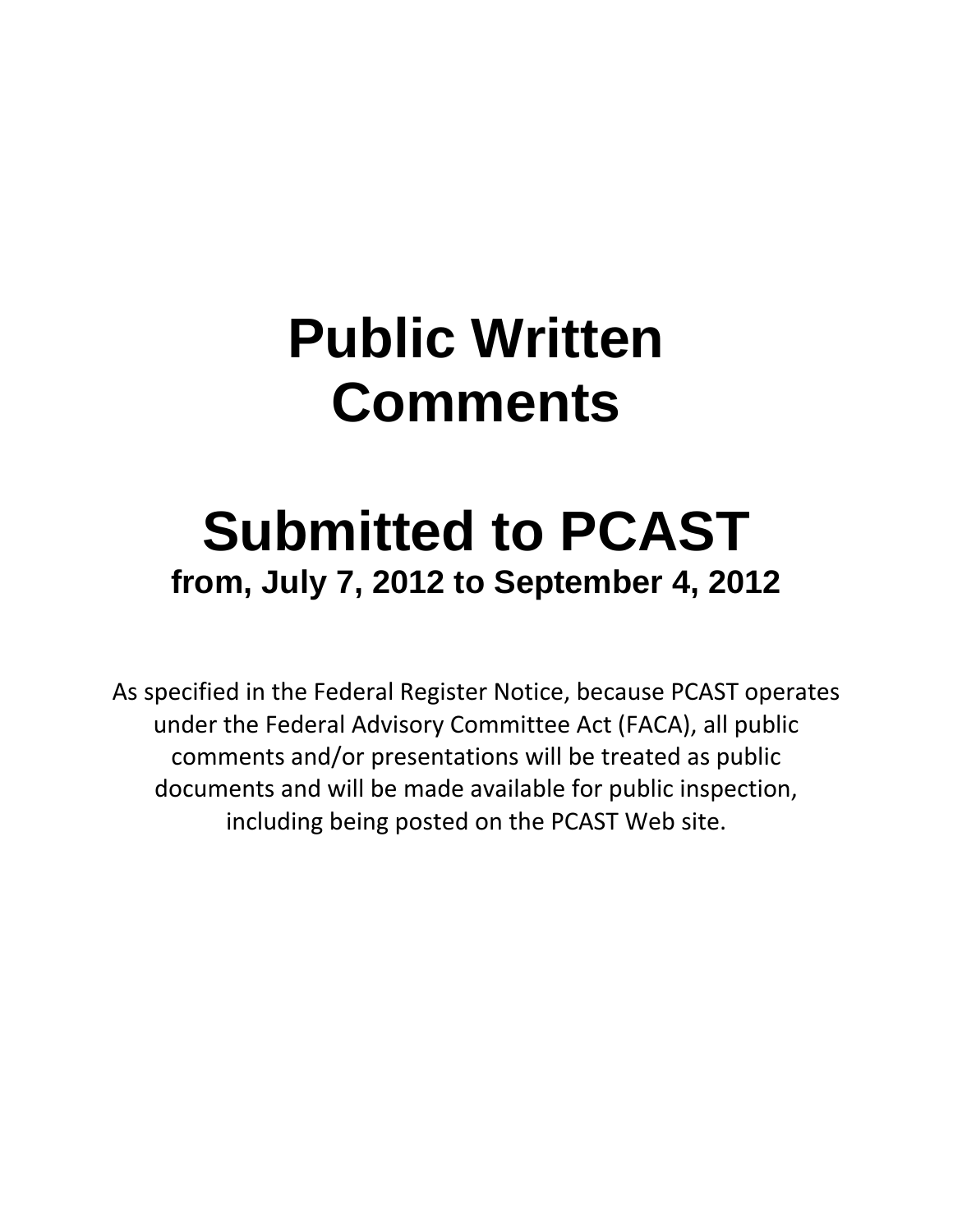# Public Written Comments

# Submitted to PCAST

## from, July 7, 2012 to September 4, 2012

As specified in the Federal Register Notice, because PCAST operates under the Federal Advisory Committee Act (FACA), all public comments and/or presentations will be treated as public documents and will be made available for public inspection, including being posted on the PCAST Web site.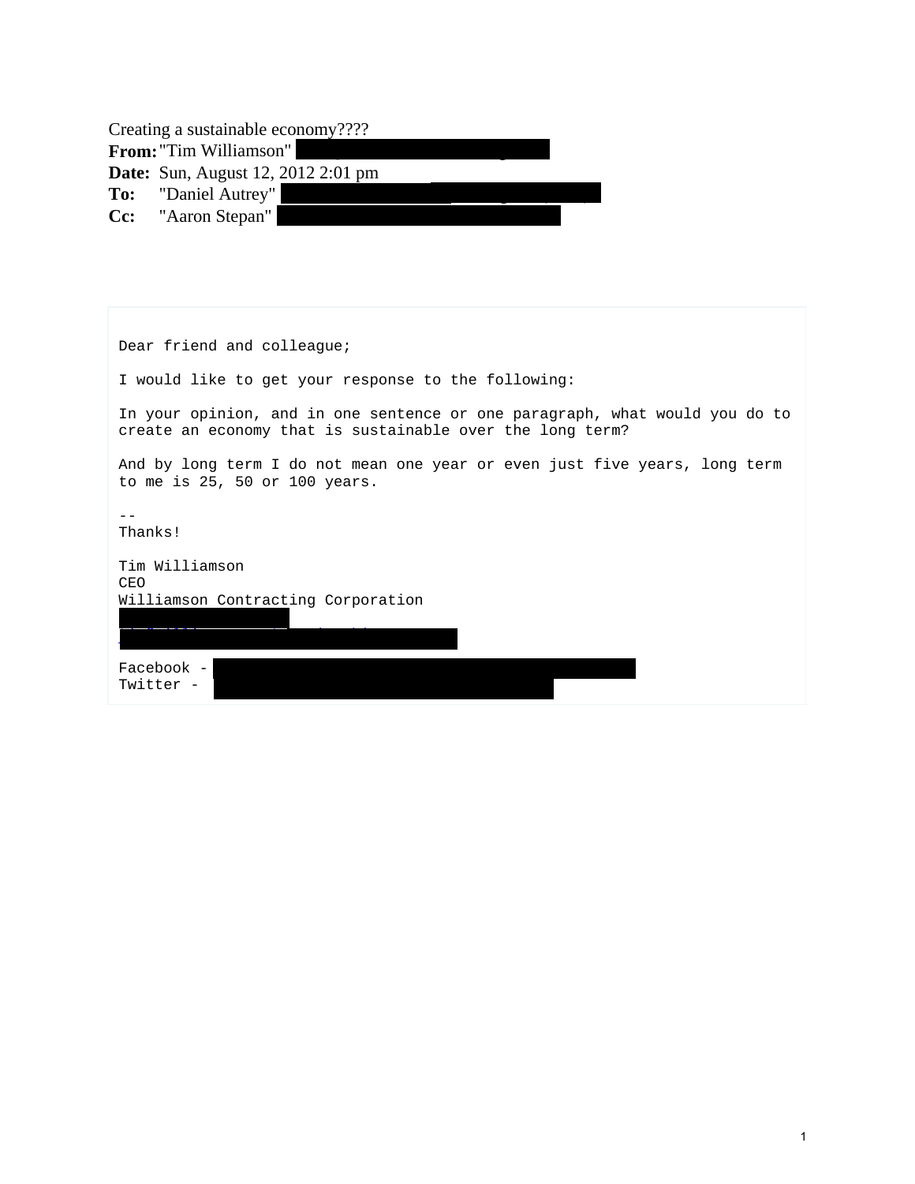Creating a sustainable economy????

**From:** "Tim Williamson" [REDACTED]
**Date:** Sun, August 12, 2012 2:01 pm
**To:** "Daniel Autrey" [REDACTED]
**Cc:** "Aaron Stepan" [REDACTED]

```
Dear friend and colleague;

I would like to get your response to the following:

In your opinion, and in one sentence or one paragraph, what would you do to
create an economy that is sustainable over the long term?

And by long term I do not mean one year or even just five years, long term
to me is 25, 50 or 100 years.

--
Thanks!

Tim Williamson
CEO
Williamson Contracting Corporation
[REDACTED]
[REDACTED]

Facebook - [REDACTED]
Twitter - [REDACTED]
```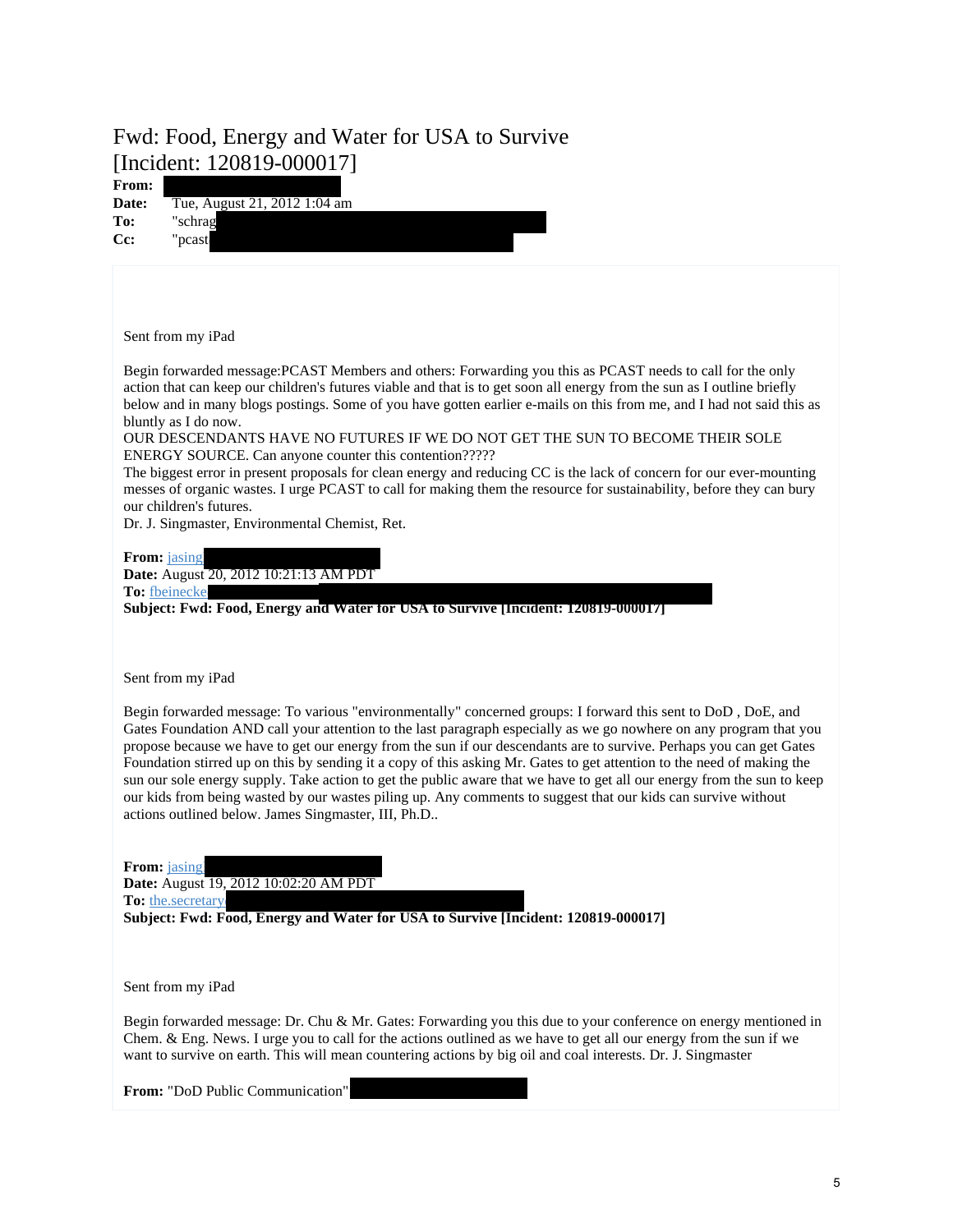# Fwd: Food, Energy and Water for USA to Survive [Incident: 120819-000017]

**From:**
**Date:** Tue, August 21, 2012 1:04 am
**To:** "schrag
**Cc:** "pcast

Sent from my iPad

Begin forwarded message:PCAST Members and others: Forwarding you this as PCAST needs to call for the only action that can keep our children's futures viable and that is to get soon all energy from the sun as I outline briefly below and in many blogs postings. Some of you have gotten earlier e-mails on this from me, and I had not said this as bluntly as I do now.
OUR DESCENDANTS HAVE NO FUTURES IF WE DO NOT GET THE SUN TO BECOME THEIR SOLE ENERGY SOURCE. Can anyone counter this contention?????
The biggest error in present proposals for clean energy and reducing CC is the lack of concern for our ever-mounting messes of organic wastes. I urge PCAST to call for making them the resource for sustainability, before they can bury our children's futures.
Dr. J. Singmaster, Environmental Chemist, Ret.

**From:** jasing
**Date:** August 20, 2012 10:21:13 AM PDT
**To:** fbeinecke
**Subject: Fwd: Food, Energy and Water for USA to Survive [Incident: 120819-000017]**

Sent from my iPad

Begin forwarded message: To various "environmentally" concerned groups: I forward this sent to DoD , DoE, and Gates Foundation AND call your attention to the last paragraph especially as we go nowhere on any program that you propose because we have to get our energy from the sun if our descendants are to survive. Perhaps you can get Gates Foundation stirred up on this by sending it a copy of this asking Mr. Gates to get attention to the need of making the sun our sole energy supply. Take action to get the public aware that we have to get all our energy from the sun to keep our kids from being wasted by our wastes piling up. Any comments to suggest that our kids can survive without actions outlined below. James Singmaster, III, Ph.D..

**From:** jasing
**Date:** August 19, 2012 10:02:20 AM PDT
**To:** the.secretary
**Subject: Fwd: Food, Energy and Water for USA to Survive [Incident: 120819-000017]**

Sent from my iPad

Begin forwarded message: Dr. Chu & Mr. Gates: Forwarding you this due to your conference on energy mentioned in Chem. & Eng. News. I urge you to call for the actions outlined as we have to get all our energy from the sun if we want to survive on earth. This will mean countering actions by big oil and coal interests. Dr. J. Singmaster

**From:** "DoD Public Communication"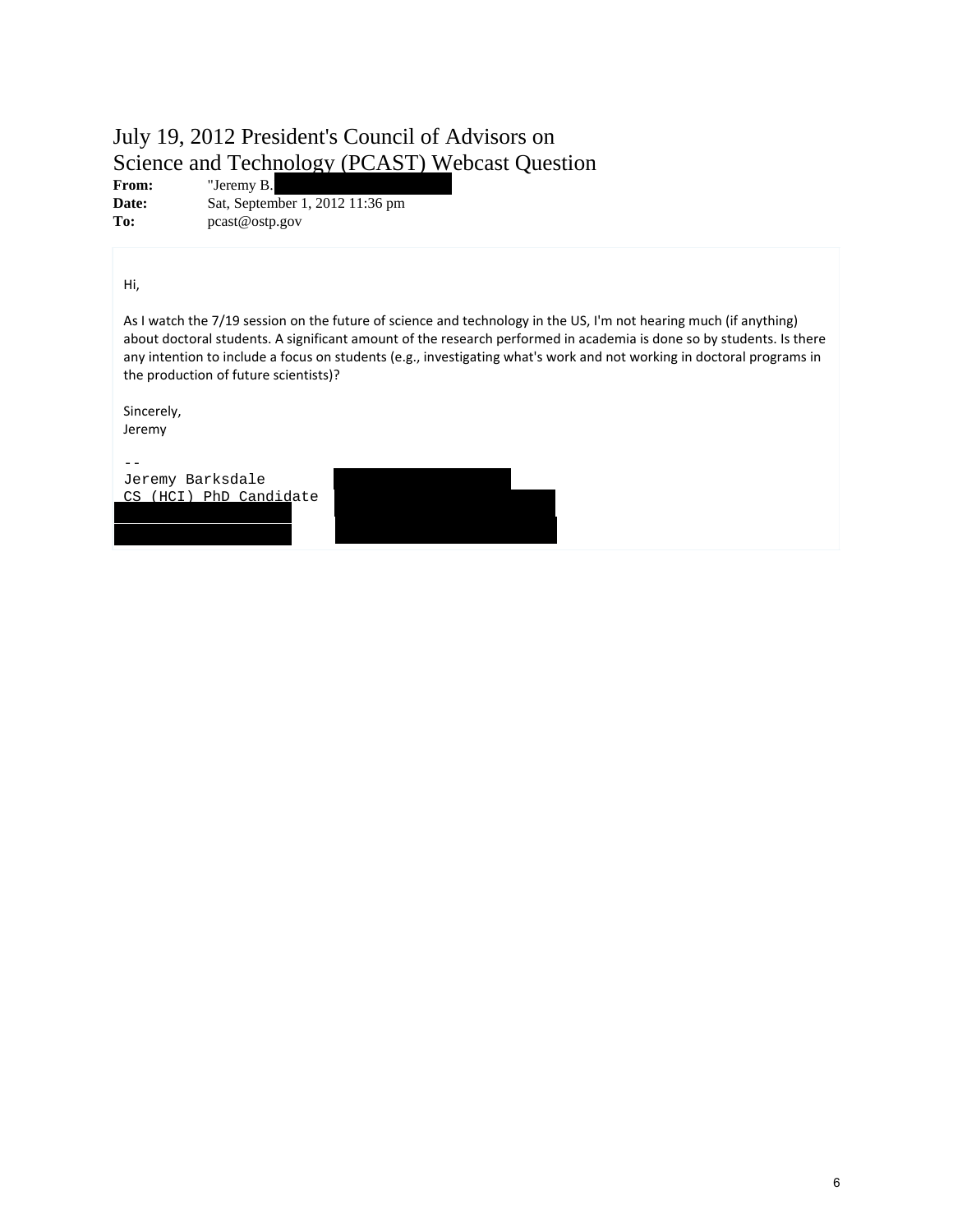# July 19, 2012 President's Council of Advisors on Science and Technology (PCAST) Webcast Question

**From:** "Jeremy B.

**Date:** Sat, September 1, 2012 11:36 pm

**To:** pcast@ostp.gov

Hi,

As I watch the 7/19 session on the future of science and technology in the US, I'm not hearing much (if anything) about doctoral students. A significant amount of the research performed in academia is done so by students. Is there any intention to include a focus on students (e.g., investigating what's work and not working in doctoral programs in the production of future scientists)?

Sincerely,
Jeremy

```
--
Jeremy Barksdale
CS (HCI) PhD Candidate
```